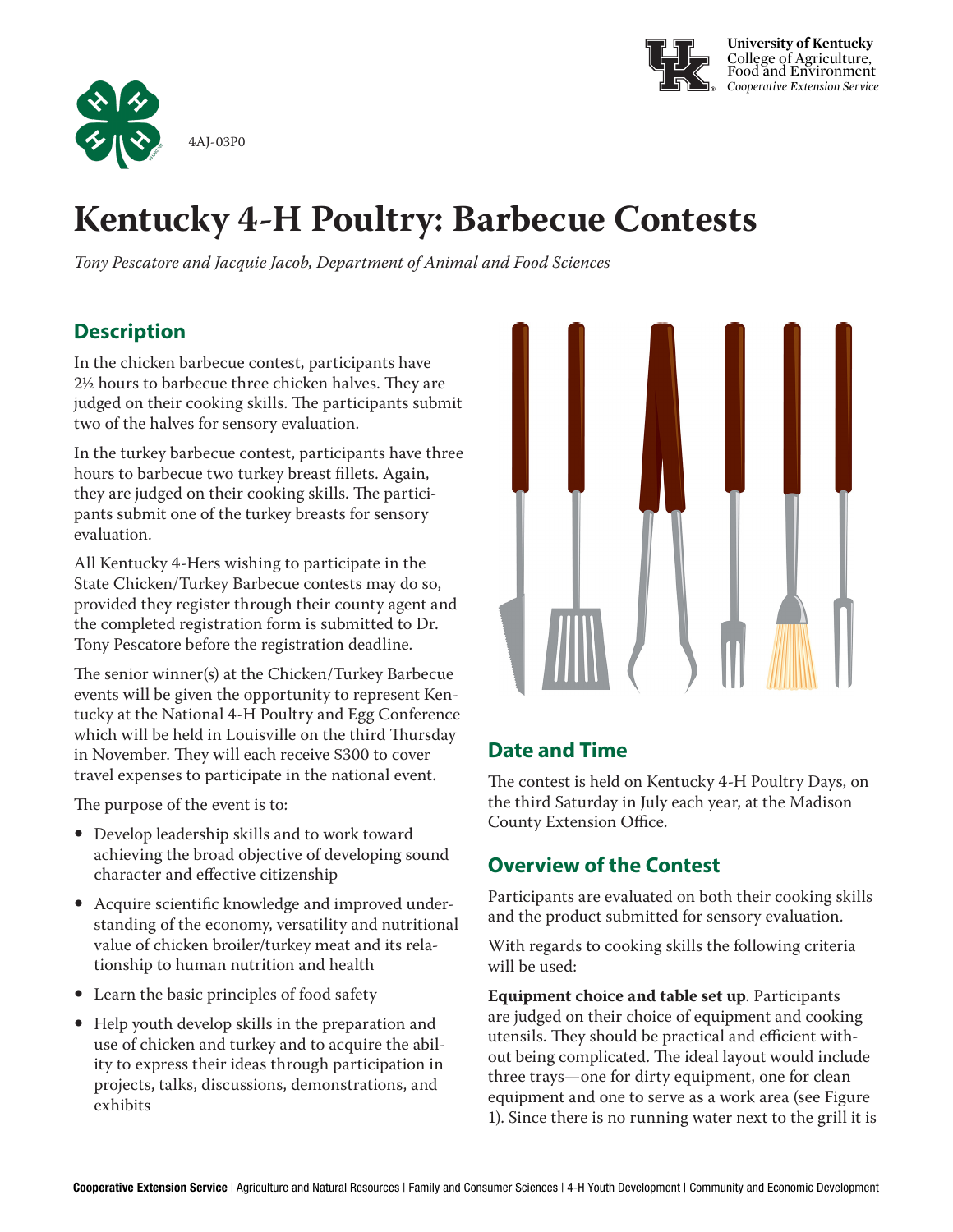University of Kentucky
College of Agriculture, Food and Environment
*Cooperative Extension Service*

4AJ-03P0

# Kentucky 4-H Poultry: Barbecue Contests

*Tony Pescatore and Jacquie Jacob, Department of Animal and Food Sciences*

## Description

In the chicken barbecue contest, participants have 2½ hours to barbecue three chicken halves. They are judged on their cooking skills. The participants submit two of the halves for sensory evaluation.

In the turkey barbecue contest, participants have three hours to barbecue two turkey breast fillets. Again, they are judged on their cooking skills. The participants submit one of the turkey breasts for sensory evaluation.

All Kentucky 4-Hers wishing to participate in the State Chicken/Turkey Barbecue contests may do so, provided they register through their county agent and the completed registration form is submitted to Dr. Tony Pescatore before the registration deadline.

The senior winner(s) at the Chicken/Turkey Barbecue events will be given the opportunity to represent Kentucky at the National 4-H Poultry and Egg Conference which will be held in Louisville on the third Thursday in November. They will each receive $300 to cover travel expenses to participate in the national event.

The purpose of the event is to:

- Develop leadership skills and to work toward achieving the broad objective of developing sound character and effective citizenship
- Acquire scientific knowledge and improved understanding of the economy, versatility and nutritional value of chicken broiler/turkey meat and its relationship to human nutrition and health
- Learn the basic principles of food safety
- Help youth develop skills in the preparation and use of chicken and turkey and to acquire the ability to express their ideas through participation in projects, talks, discussions, demonstrations, and exhibits

## Date and Time

The contest is held on Kentucky 4-H Poultry Days, on the third Saturday in July each year, at the Madison County Extension Office.

## Overview of the Contest

Participants are evaluated on both their cooking skills and the product submitted for sensory evaluation.

With regards to cooking skills the following criteria will be used:

**Equipment choice and table set up**. Participants are judged on their choice of equipment and cooking utensils. They should be practical and efficient without being complicated. The ideal layout would include three trays—one for dirty equipment, one for clean equipment and one to serve as a work area (see Figure 1). Since there is no running water next to the grill it is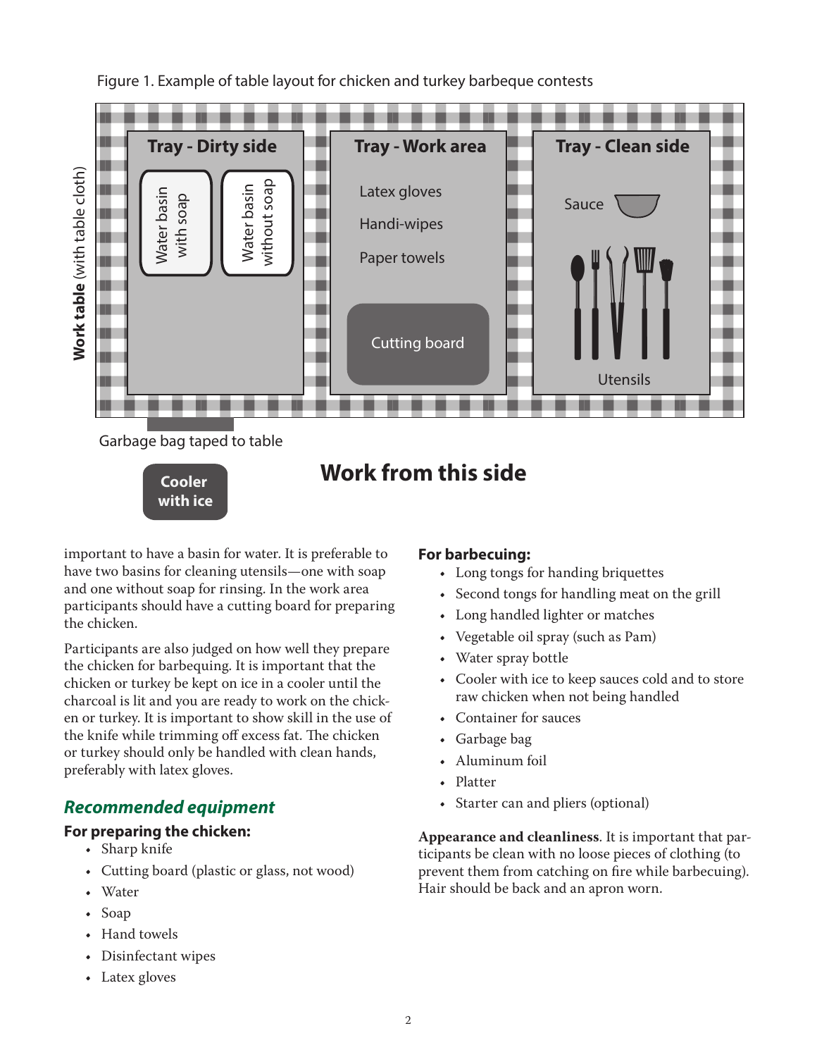Figure 1. Example of table layout for chicken and turkey barbeque contests

**Work table** (with table cloth)

**Tray - Dirty side**
- Water basin with soap
- Water basin without soap

**Tray - Work area**
- Latex gloves
- Handi-wipes
- Paper towels
- Cutting board

**Tray - Clean side**
- Sauce
- Utensils

Garbage bag taped to table

**Cooler with ice**

**Work from this side**

important to have a basin for water. It is preferable to have two basins for cleaning utensils—one with soap and one without soap for rinsing. In the work area participants should have a cutting board for preparing the chicken.

Participants are also judged on how well they prepare the chicken for barbequing. It is important that the chicken or turkey be kept on ice in a cooler until the charcoal is lit and you are ready to work on the chicken or turkey. It is important to show skill in the use of the knife while trimming off excess fat. The chicken or turkey should only be handled with clean hands, preferably with latex gloves.

## *Recommended equipment*

### For preparing the chicken:

- Sharp knife
- Cutting board (plastic or glass, not wood)
- Water
- Soap
- Hand towels
- Disinfectant wipes
- Latex gloves

### For barbecuing:

- Long tongs for handing briquettes
- Second tongs for handling meat on the grill
- Long handled lighter or matches
- Vegetable oil spray (such as Pam)
- Water spray bottle
- Cooler with ice to keep sauces cold and to store raw chicken when not being handled
- Container for sauces
- Garbage bag
- Aluminum foil
- Platter
- Starter can and pliers (optional)

**Appearance and cleanliness**. It is important that participants be clean with no loose pieces of clothing (to prevent them from catching on fire while barbecuing). Hair should be back and an apron worn.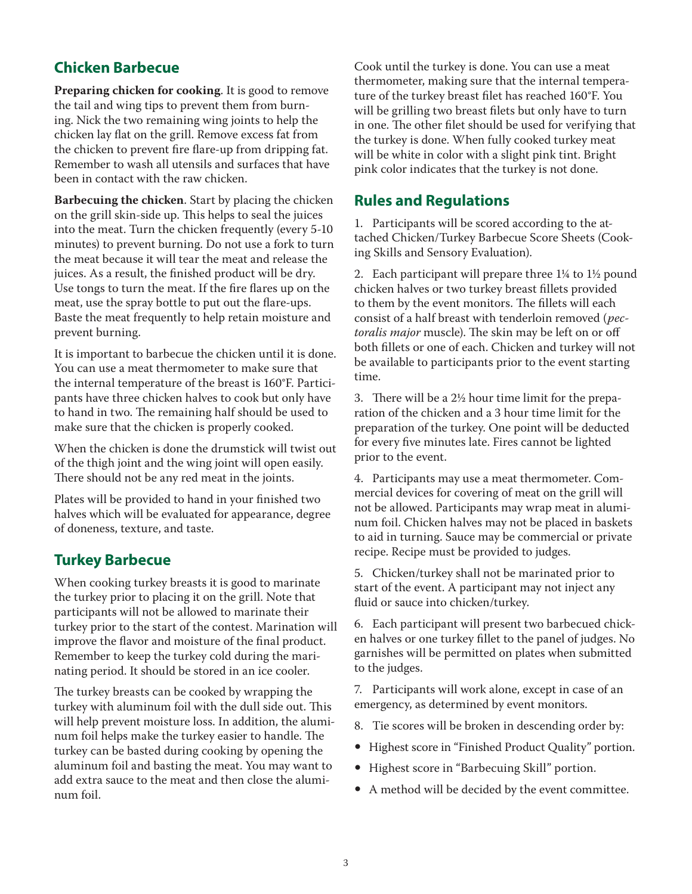## Chicken Barbecue

**Preparing chicken for cooking**. It is good to remove the tail and wing tips to prevent them from burning. Nick the two remaining wing joints to help the chicken lay flat on the grill. Remove excess fat from the chicken to prevent fire flare-up from dripping fat. Remember to wash all utensils and surfaces that have been in contact with the raw chicken.

**Barbecuing the chicken**. Start by placing the chicken on the grill skin-side up. This helps to seal the juices into the meat. Turn the chicken frequently (every 5-10 minutes) to prevent burning. Do not use a fork to turn the meat because it will tear the meat and release the juices. As a result, the finished product will be dry. Use tongs to turn the meat. If the fire flares up on the meat, use the spray bottle to put out the flare-ups. Baste the meat frequently to help retain moisture and prevent burning.

It is important to barbecue the chicken until it is done. You can use a meat thermometer to make sure that the internal temperature of the breast is 160°F. Participants have three chicken halves to cook but only have to hand in two. The remaining half should be used to make sure that the chicken is properly cooked.

When the chicken is done the drumstick will twist out of the thigh joint and the wing joint will open easily. There should not be any red meat in the joints.

Plates will be provided to hand in your finished two halves which will be evaluated for appearance, degree of doneness, texture, and taste.

## Turkey Barbecue

When cooking turkey breasts it is good to marinate the turkey prior to placing it on the grill. Note that participants will not be allowed to marinate their turkey prior to the start of the contest. Marination will improve the flavor and moisture of the final product. Remember to keep the turkey cold during the marinating period. It should be stored in an ice cooler.

The turkey breasts can be cooked by wrapping the turkey with aluminum foil with the dull side out. This will help prevent moisture loss. In addition, the aluminum foil helps make the turkey easier to handle. The turkey can be basted during cooking by opening the aluminum foil and basting the meat. You may want to add extra sauce to the meat and then close the aluminum foil.

Cook until the turkey is done. You can use a meat thermometer, making sure that the internal temperature of the turkey breast filet has reached 160°F. You will be grilling two breast filets but only have to turn in one. The other filet should be used for verifying that the turkey is done. When fully cooked turkey meat will be white in color with a slight pink tint. Bright pink color indicates that the turkey is not done.

## Rules and Regulations

1. Participants will be scored according to the attached Chicken/Turkey Barbecue Score Sheets (Cooking Skills and Sensory Evaluation).

2. Each participant will prepare three 1¼ to 1½ pound chicken halves or two turkey breast fillets provided to them by the event monitors. The fillets will each consist of a half breast with tenderloin removed (*pectoralis major* muscle). The skin may be left on or off both fillets or one of each. Chicken and turkey will not be available to participants prior to the event starting time.

3. There will be a 2½ hour time limit for the preparation of the chicken and a 3 hour time limit for the preparation of the turkey. One point will be deducted for every five minutes late. Fires cannot be lighted prior to the event.

4. Participants may use a meat thermometer. Commercial devices for covering of meat on the grill will not be allowed. Participants may wrap meat in aluminum foil. Chicken halves may not be placed in baskets to aid in turning. Sauce may be commercial or private recipe. Recipe must be provided to judges.

5. Chicken/turkey shall not be marinated prior to start of the event. A participant may not inject any fluid or sauce into chicken/turkey.

6. Each participant will present two barbecued chicken halves or one turkey fillet to the panel of judges. No garnishes will be permitted on plates when submitted to the judges.

7. Participants will work alone, except in case of an emergency, as determined by event monitors.

8. Tie scores will be broken in descending order by:

- Highest score in "Finished Product Quality" portion.
- Highest score in "Barbecuing Skill" portion.
- A method will be decided by the event committee.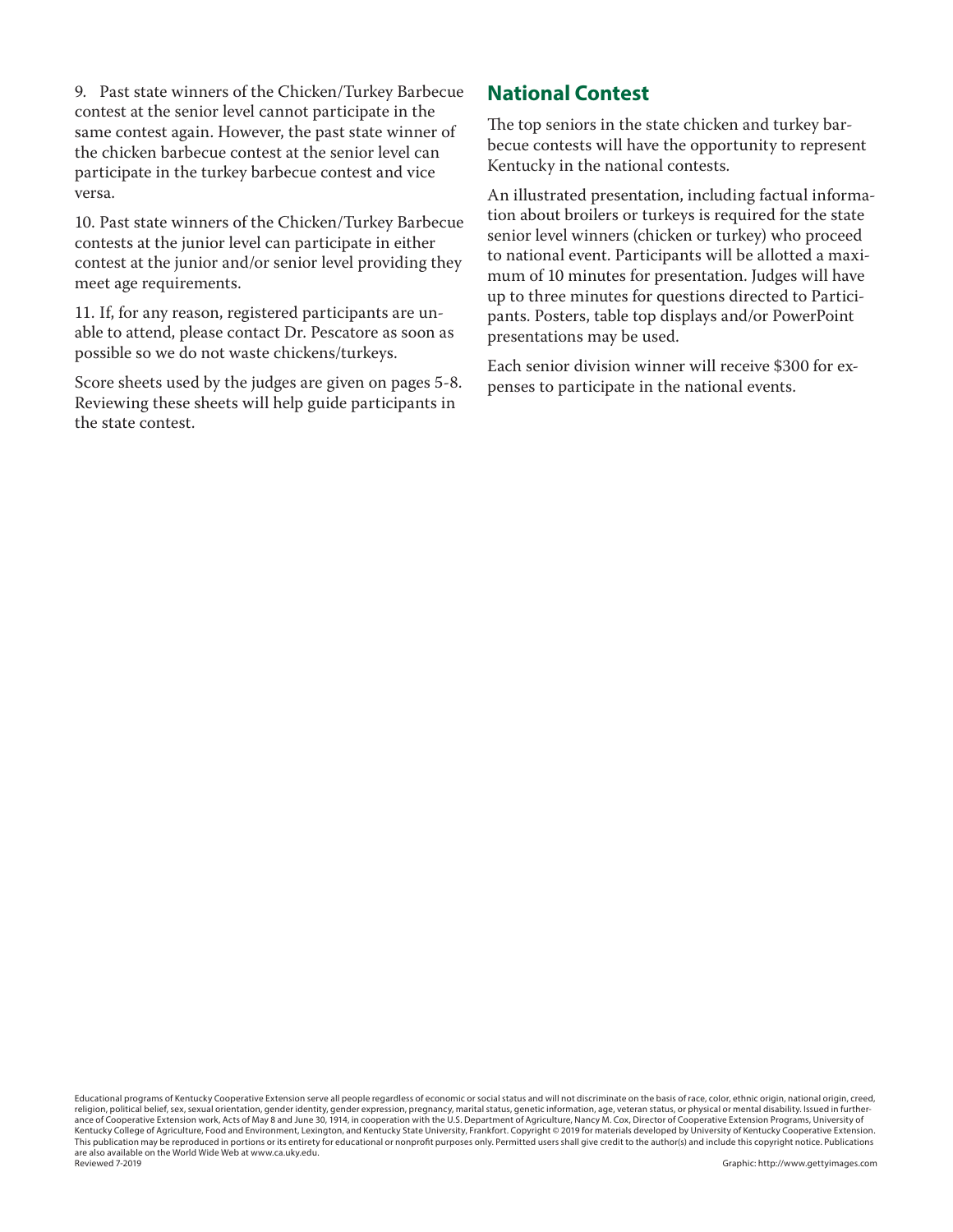9. Past state winners of the Chicken/Turkey Barbecue contest at the senior level cannot participate in the same contest again. However, the past state winner of the chicken barbecue contest at the senior level can participate in the turkey barbecue contest and vice versa.

10. Past state winners of the Chicken/Turkey Barbecue contests at the junior level can participate in either contest at the junior and/or senior level providing they meet age requirements.

11. If, for any reason, registered participants are unable to attend, please contact Dr. Pescatore as soon as possible so we do not waste chickens/turkeys.

Score sheets used by the judges are given on pages 5-8. Reviewing these sheets will help guide participants in the state contest.

## National Contest

The top seniors in the state chicken and turkey barbecue contests will have the opportunity to represent Kentucky in the national contests.

An illustrated presentation, including factual information about broilers or turkeys is required for the state senior level winners (chicken or turkey) who proceed to national event. Participants will be allotted a maximum of 10 minutes for presentation. Judges will have up to three minutes for questions directed to Participants. Posters, table top displays and/or PowerPoint presentations may be used.

Each senior division winner will receive $300 for expenses to participate in the national events.

Educational programs of Kentucky Cooperative Extension serve all people regardless of economic or social status and will not discriminate on the basis of race, color, ethnic origin, national origin, creed, religion, political belief, sex, sexual orientation, gender identity, gender expression, pregnancy, marital status, genetic information, age, veteran status, or physical or mental disability. Issued in furtherance of Cooperative Extension work, Acts of May 8 and June 30, 1914, in cooperation with the U.S. Department of Agriculture, Nancy M. Cox, Director of Cooperative Extension Programs, University of Kentucky College of Agriculture, Food and Environment, Lexington, and Kentucky State University, Frankfort. Copyright © 2019 for materials developed by University of Kentucky Cooperative Extension. This publication may be reproduced in portions or its entirety for educational or nonprofit purposes only. Permitted users shall give credit to the author(s) and include this copyright notice. Publications are also available on the World Wide Web at www.ca.uky.edu.
Reviewed 7-2019

Graphic: http://www.gettyimages.com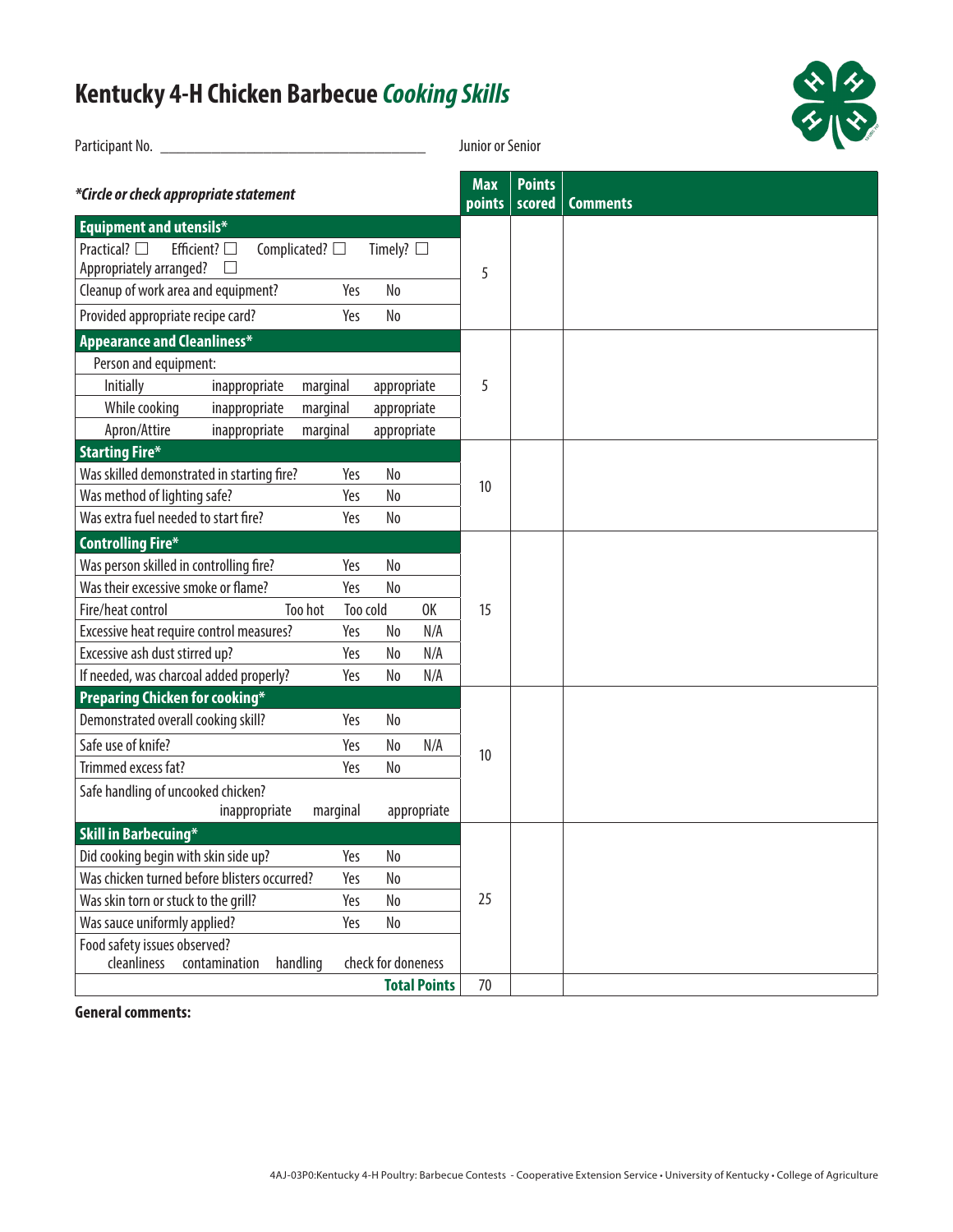# Kentucky 4-H Chicken Barbecue *Cooking Skills*

Participant No. ___________________________________ Junior or Senior

| *\*Circle or check appropriate statement* | Max points | Points scored | Comments |
|---|---|---|---|
| **Equipment and utensils\*** | | | |
| Practical? ☐ Efficient? ☐ Complicated? ☐ Timely? ☐ Appropriately arranged? ☐ | 5 | | |
| Cleanup of work area and equipment? Yes No | | | |
| Provided appropriate recipe card? Yes No | | | |
| **Appearance and Cleanliness\*** | | | |
| Person and equipment: | 5 | | |
| Initially inappropriate marginal appropriate | | | |
| While cooking inappropriate marginal appropriate | | | |
| Apron/Attire inappropriate marginal appropriate | | | |
| **Starting Fire\*** | | | |
| Was skilled demonstrated in starting fire? Yes No | 10 | | |
| Was method of lighting safe? Yes No | | | |
| Was extra fuel needed to start fire? Yes No | | | |
| **Controlling Fire\*** | | | |
| Was person skilled in controlling fire? Yes No | 15 | | |
| Was their excessive smoke or flame? Yes No | | | |
| Fire/heat control Too hot Too cold OK | | | |
| Excessive heat require control measures? Yes No N/A | | | |
| Excessive ash dust stirred up? Yes No N/A | | | |
| If needed, was charcoal added properly? Yes No N/A | | | |
| **Preparing Chicken for cooking\*** | | | |
| Demonstrated overall cooking skill? Yes No | 10 | | |
| Safe use of knife? Yes No N/A | | | |
| Trimmed excess fat? Yes No | | | |
| Safe handling of uncooked chicken? inappropriate marginal appropriate | | | |
| **Skill in Barbecuing\*** | | | |
| Did cooking begin with skin side up? Yes No | 25 | | |
| Was chicken turned before blisters occurred? Yes No | | | |
| Was skin torn or stuck to the grill? Yes No | | | |
| Was sauce uniformly applied? Yes No | | | |
| Food safety issues observed? cleanliness contamination handling check for doneness | | | |
| **Total Points** | 70 | | |

**General comments:**

4AJ-03P0:Kentucky 4-H Poultry: Barbecue Contests - Cooperative Extension Service • University of Kentucky • College of Agriculture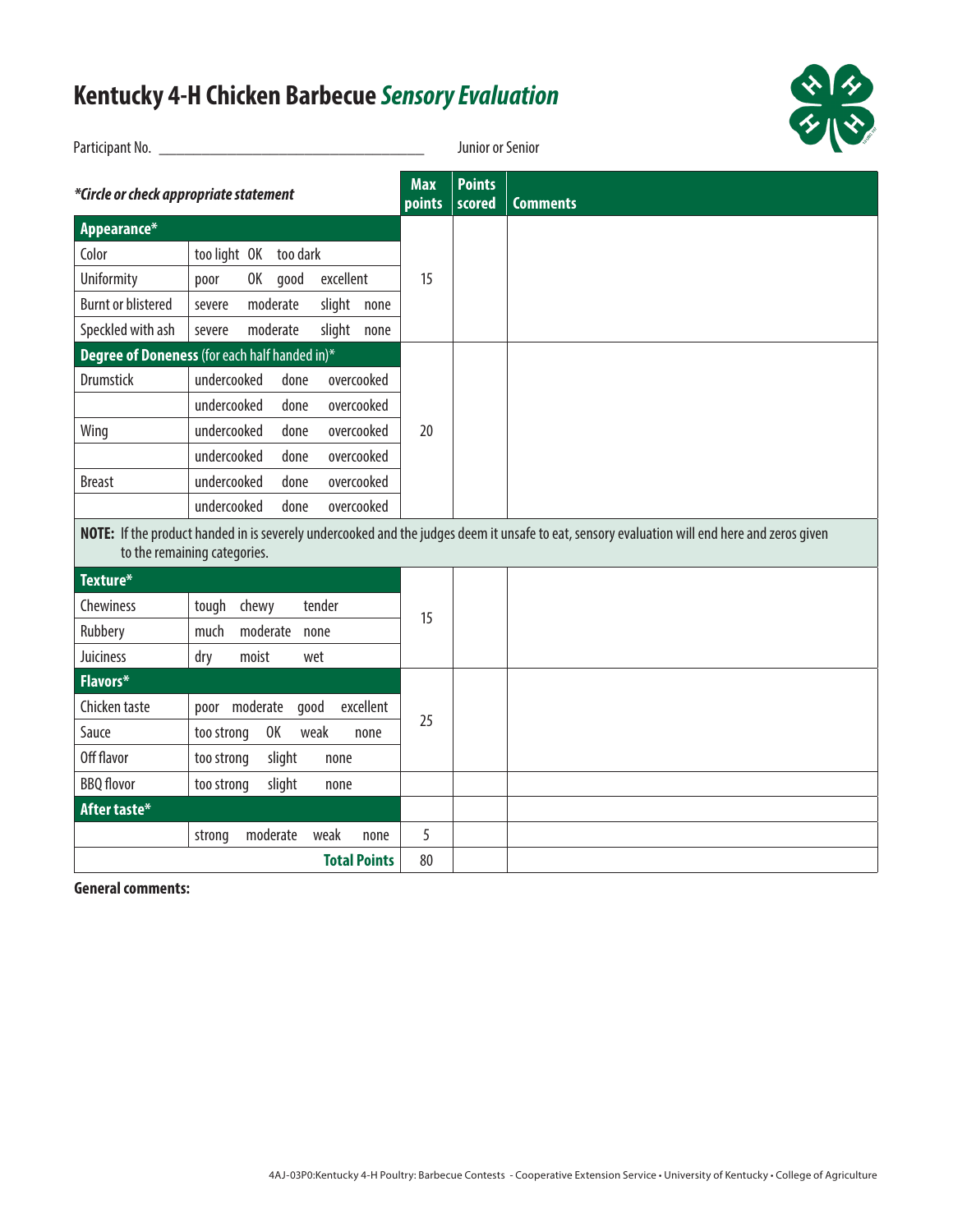# Kentucky 4-H Chicken Barbecue *Sensory Evaluation*

Participant No. ______________________________ Junior or Senior

| ****Circle or check appropriate statement*** | | Max points | Points scored | Comments |
|---|---|---|---|---|
| **Appearance*** | | 15 | | |
| Color | too light OK too dark | | | |
| Uniformity | poor OK good excellent | | | |
| Burnt or blistered | severe moderate slight none | | | |
| Speckled with ash | severe moderate slight none | | | |
| **Degree of Doneness** (for each half handed in)* | | 20 | | |
| Drumstick | undercooked done overcooked | | | |
| | undercooked done overcooked | | | |
| Wing | undercooked done overcooked | | | |
| | undercooked done overcooked | | | |
| Breast | undercooked done overcooked | | | |
| | undercooked done overcooked | | | |
| **NOTE:** If the product handed in is severely undercooked and the judges deem it unsafe to eat, sensory evaluation will end here and zeros given to the remaining categories. | | | | |
| **Texture*** | | 15 | | |
| Chewiness | tough chewy tender | | | |
| Rubbery | much moderate none | | | |
| Juiciness | dry moist wet | | | |
| **Flavors*** | | 25 | | |
| Chicken taste | poor moderate good excellent | | | |
| Sauce | too strong OK weak none | | | |
| Off flavor | too strong slight none | | | |
| BBQ flovor | too strong slight none | | | |
| **After taste*** | | | | |
| | strong moderate weak none | 5 | | |
| | **Total Points** | 80 | | |

**General comments:**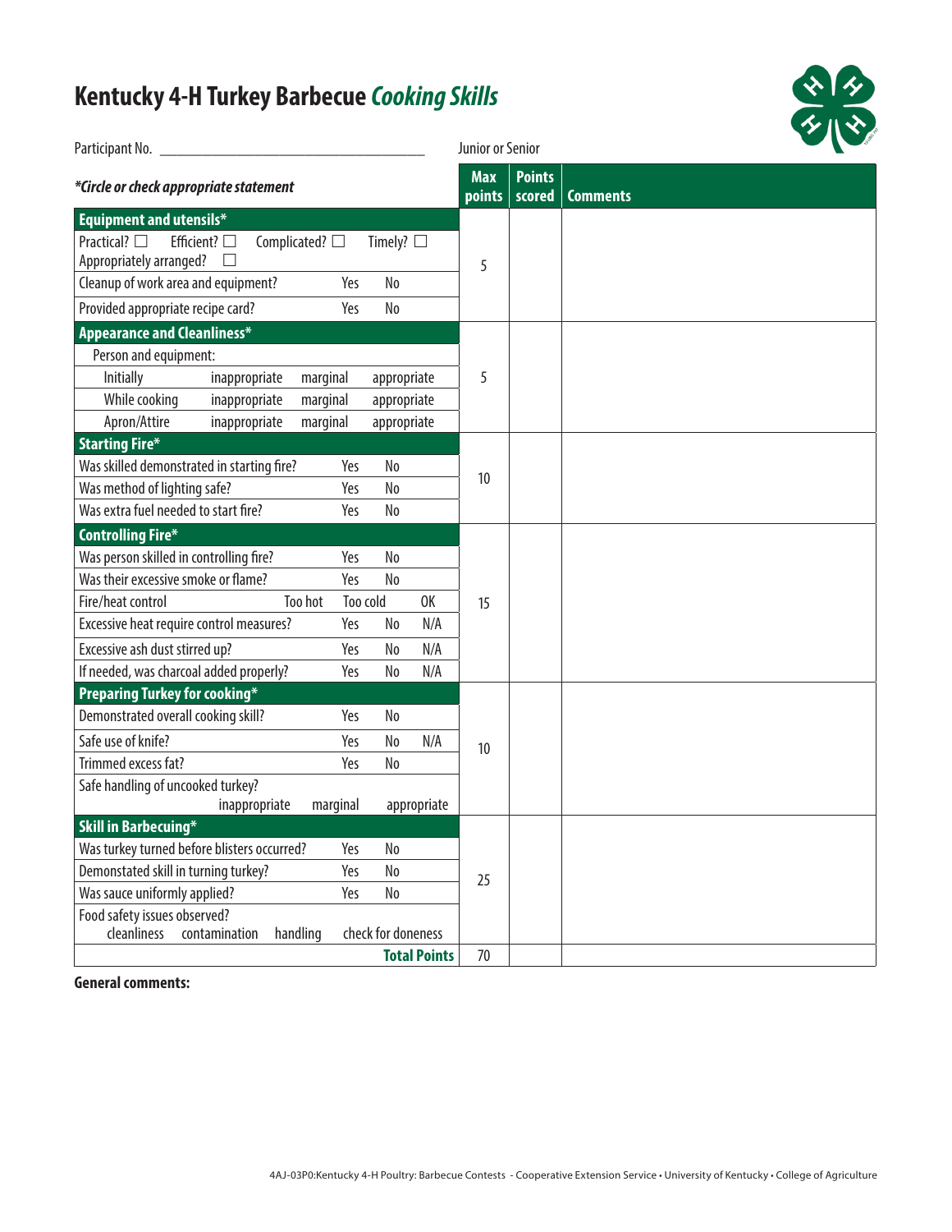# Kentucky 4-H Turkey Barbecue *Cooking Skills*

Participant No. ______________________________ Junior or Senior

| *\*Circle or check appropriate statement* | Max points | Points scored | Comments |
|---|---|---|---|
| **Equipment and utensils*** | 5 | | |
| Practical? ☐ Efficient? ☐ Complicated? ☐ Timely? ☐ Appropriately arranged? ☐ | | | |
| Cleanup of work area and equipment? Yes No | | | |
| Provided appropriate recipe card? Yes No | | | |
| **Appearance and Cleanliness*** | 5 | | |
| Person and equipment: | | | |
| Initially inappropriate marginal appropriate | | | |
| While cooking inappropriate marginal appropriate | | | |
| Apron/Attire inappropriate marginal appropriate | | | |
| **Starting Fire*** | 10 | | |
| Was skilled demonstrated in starting fire? Yes No | | | |
| Was method of lighting safe? Yes No | | | |
| Was extra fuel needed to start fire? Yes No | | | |
| **Controlling Fire*** | 15 | | |
| Was person skilled in controlling fire? Yes No | | | |
| Was their excessive smoke or flame? Yes No | | | |
| Fire/heat control Too hot Too cold OK | | | |
| Excessive heat require control measures? Yes No N/A | | | |
| Excessive ash dust stirred up? Yes No N/A | | | |
| If needed, was charcoal added properly? Yes No N/A | | | |
| **Preparing Turkey for cooking*** | 10 | | |
| Demonstrated overall cooking skill? Yes No | | | |
| Safe use of knife? Yes No N/A | | | |
| Trimmed excess fat? Yes No | | | |
| Safe handling of uncooked turkey? inappropriate marginal appropriate | | | |
| **Skill in Barbecuing*** | 25 | | |
| Was turkey turned before blisters occurred? Yes No | | | |
| Demonstated skill in turning turkey? Yes No | | | |
| Was sauce uniformly applied? Yes No | | | |
| Food safety issues observed? cleanliness contamination handling check for doneness | | | |
| **Total Points** | 70 | | |

**General comments:**

4AJ-03P0:Kentucky 4-H Poultry: Barbecue Contests - Cooperative Extension Service • University of Kentucky • College of Agriculture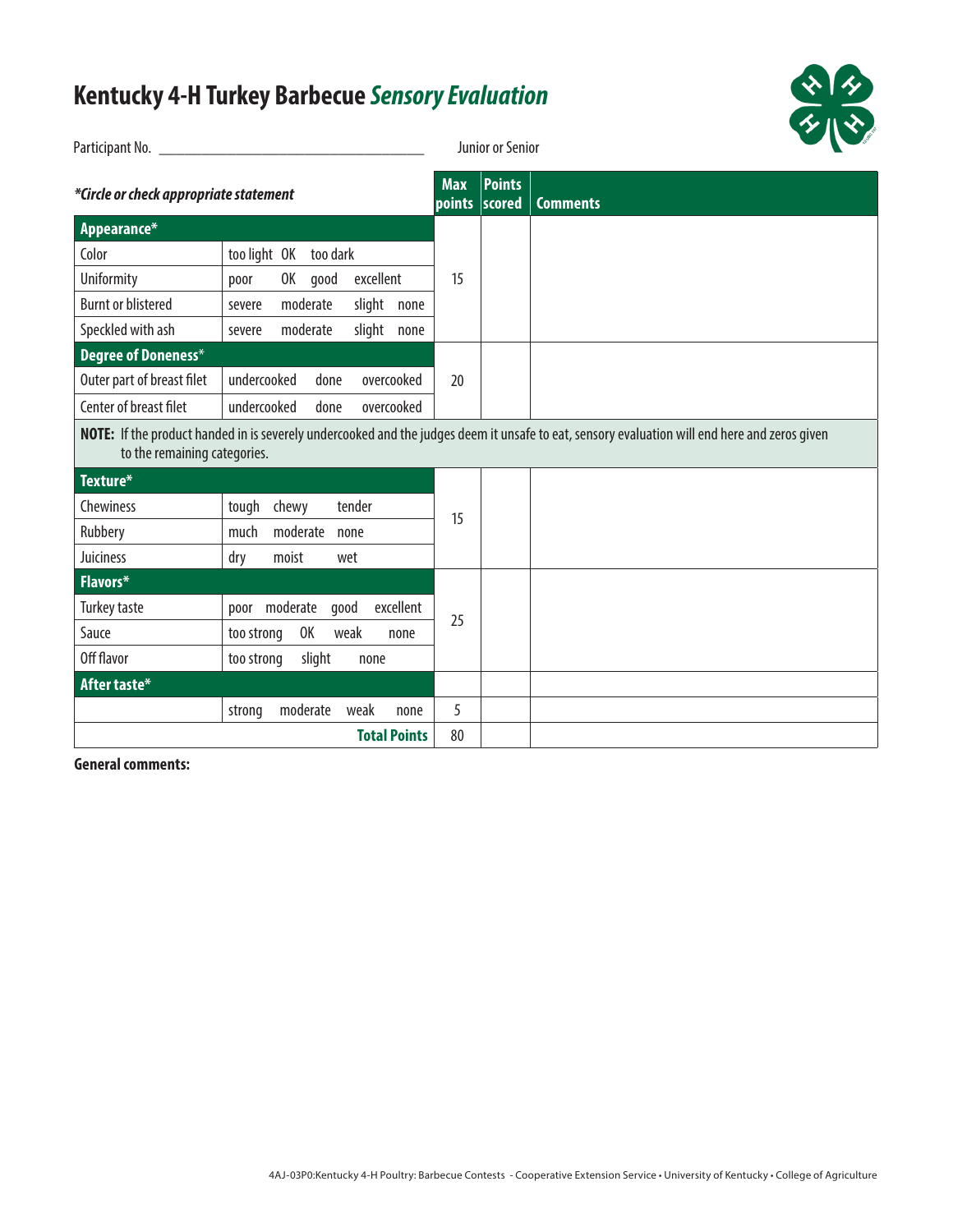# Kentucky 4-H Turkey Barbecue *Sensory Evaluation*

Participant No. \_\_\_\_\_\_\_\_\_\_\_\_\_\_\_\_\_\_\_\_\_\_\_\_\_\_\_\_\_\_\_\_\_\_\_\_\_\_ Junior or Senior

| *\*Circle or check appropriate statement* | | Max points | Points scored | Comments |
|---|---|---|---|---|
| **Appearance\*** | | | | |
| Color | too light OK too dark | 15 | | |
| Uniformity | poor OK good excellent | | | |
| Burnt or blistered | severe moderate slight none | | | |
| Speckled with ash | severe moderate slight none | | | |
| **Degree of Doneness\*** | | 20 | | |
| Outer part of breast filet | undercooked done overcooked | | | |
| Center of breast filet | undercooked done overcooked | | | |
| **NOTE:** If the product handed in is severely undercooked and the judges deem it unsafe to eat, sensory evaluation will end here and zeros given to the remaining categories. | | | | |
| **Texture\*** | | 15 | | |
| Chewiness | tough chewy tender | | | |
| Rubbery | much moderate none | | | |
| Juiciness | dry moist wet | | | |
| **Flavors\*** | | 25 | | |
| Turkey taste | poor moderate good excellent | | | |
| Sauce | too strong OK weak none | | | |
| Off flavor | too strong slight none | | | |
| **After taste\*** | | | | |
| | strong moderate weak none | 5 | | |
| | **Total Points** | 80 | | |

**General comments:**

4AJ-03P0:Kentucky 4-H Poultry: Barbecue Contests - Cooperative Extension Service • University of Kentucky • College of Agriculture